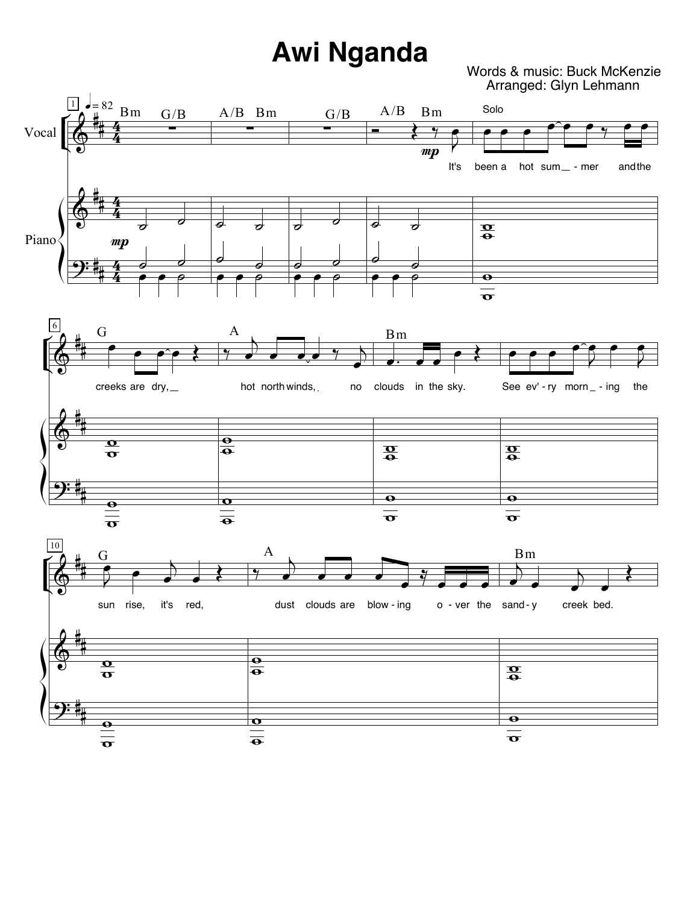# Awi Nganda

Words & music: Buck McKenzie

Arranged: Glyn Lehmann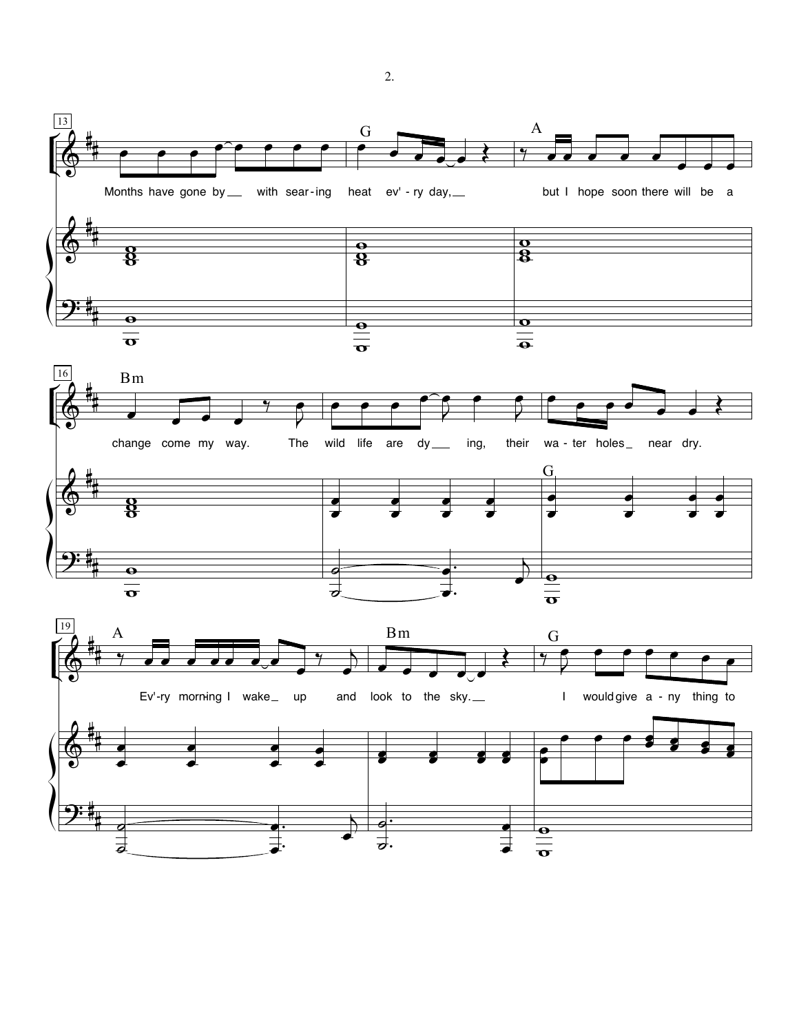Months have gone by with sear-ing heat ev'-ry day, but I hope soon there will be a

change come my way. The wild life are dy ing, their wa-ter holes near dry.

Ev'-ry morn-ing I wake up and look to the sky. I would give a-ny thing to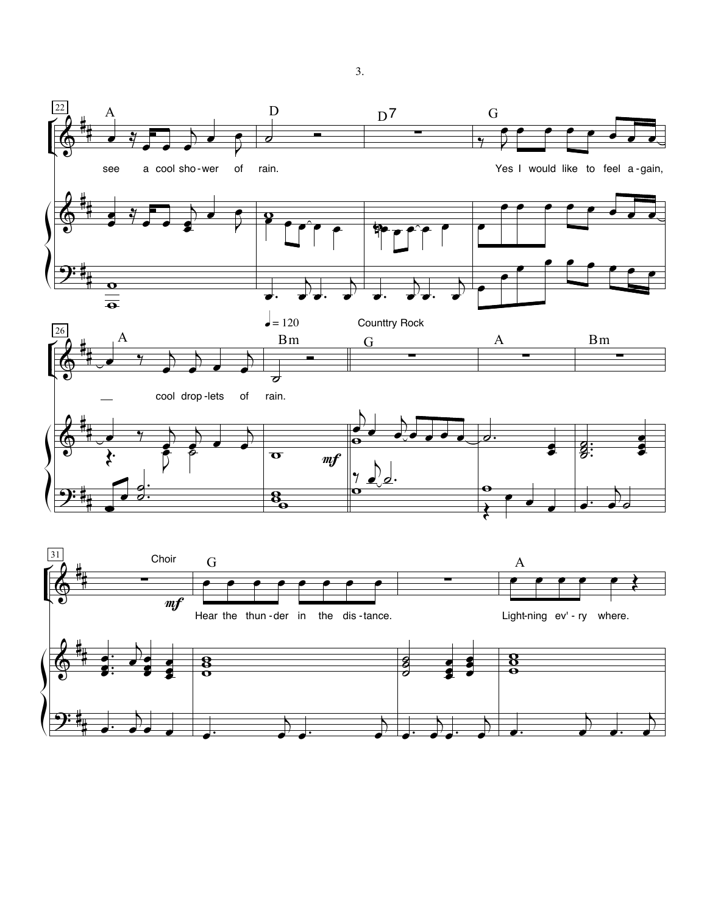A D D7 G

see a cool sho-wer of rain. Yes I would like to feel a-gain,

♩= 120 Counttry Rock

A Bm G A Bm

cool drop-lets of rain.

Choir

G A

*mf*

Hear the thun-der in the dis-tance. Light-ning ev'-ry where.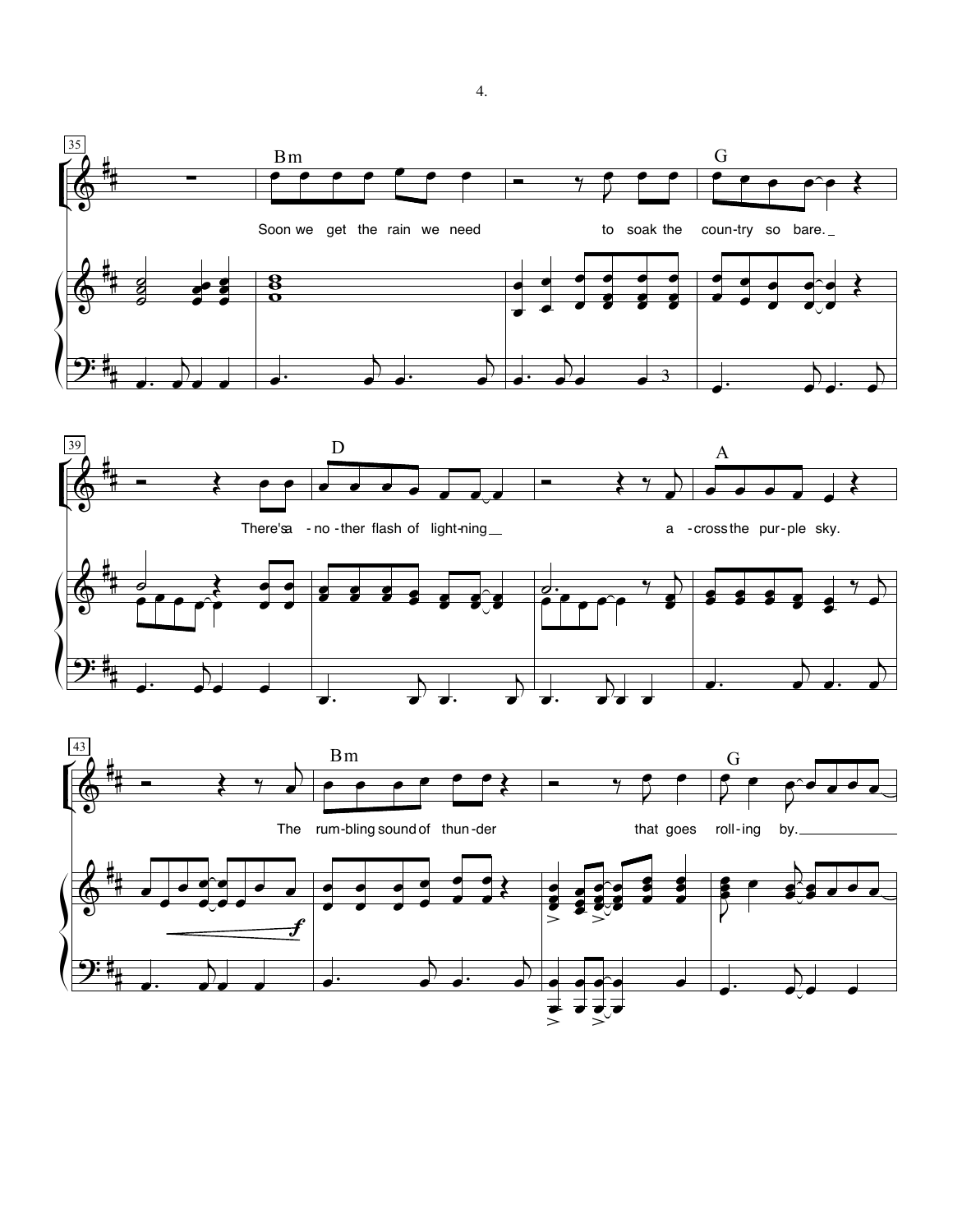Soon we get the rain we need to soak the coun-try so bare.

There's a - no - ther flash of light-ning a - cross the pur-ple sky.

The rum-bling sound of thun-der that goes roll-ing by.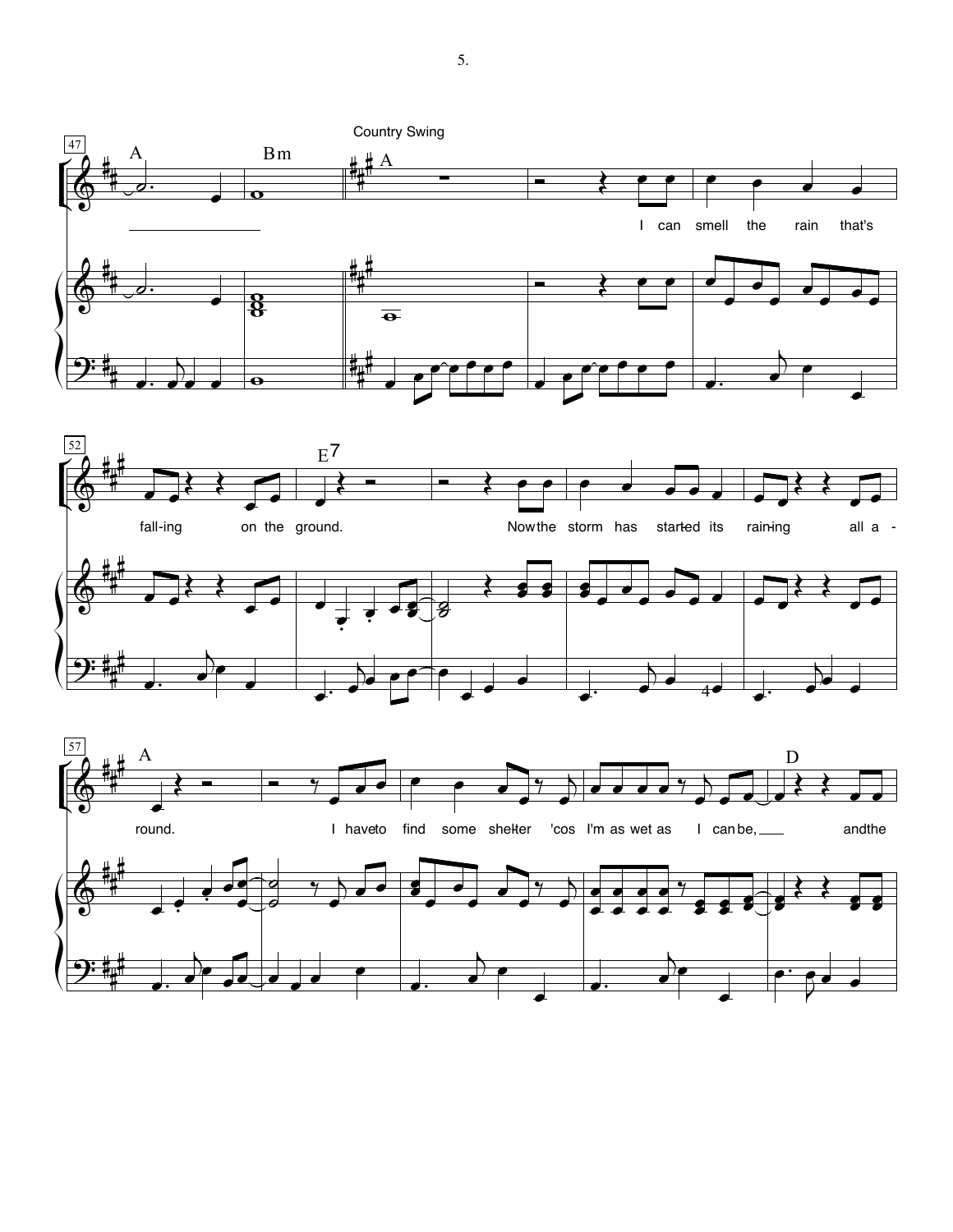Country Swing

I can smell the rain that's falling on the ground.

Now the storm has started its raining all around.

I have to find some shelter 'cos I'm as wet as I can be, and the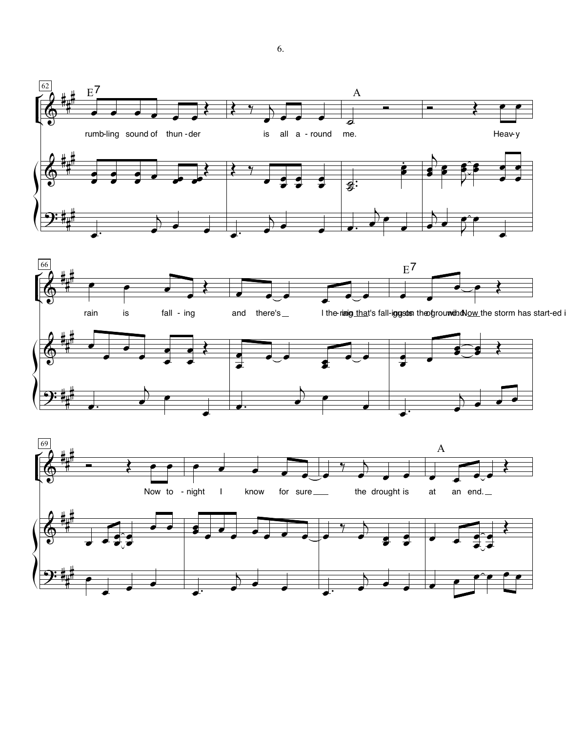62

E7 A

rumb-ling sound of thun-der is all a-round me. Heav-y

66

E7

rain is fall-ing and there's\_\_ I the rain that's fall-ing on the ground. Now the storm has start-ed i

69

A

Now to-night I know for sure\_\_\_ the drought is at an end.\_\_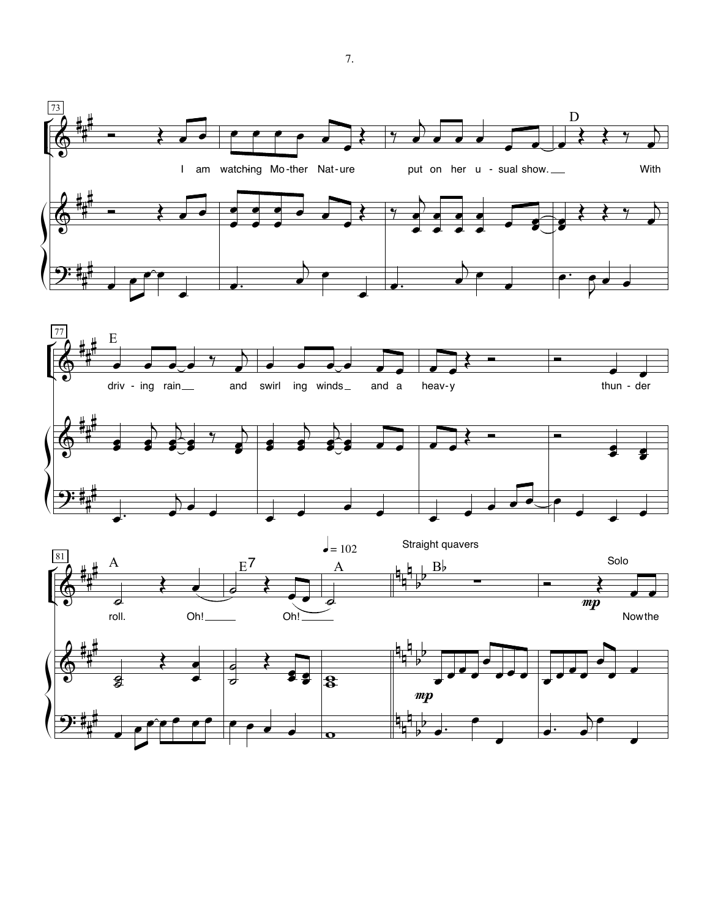73

D

I am watching Mother Nature put on her usual show. With

77

E

driving rain and swirl ing winds and a heavy thunder

81

A E7 A

♩ = 102

Straight quavers

B♭

Solo

*mp*

roll. Oh! Oh! Now the

*mp*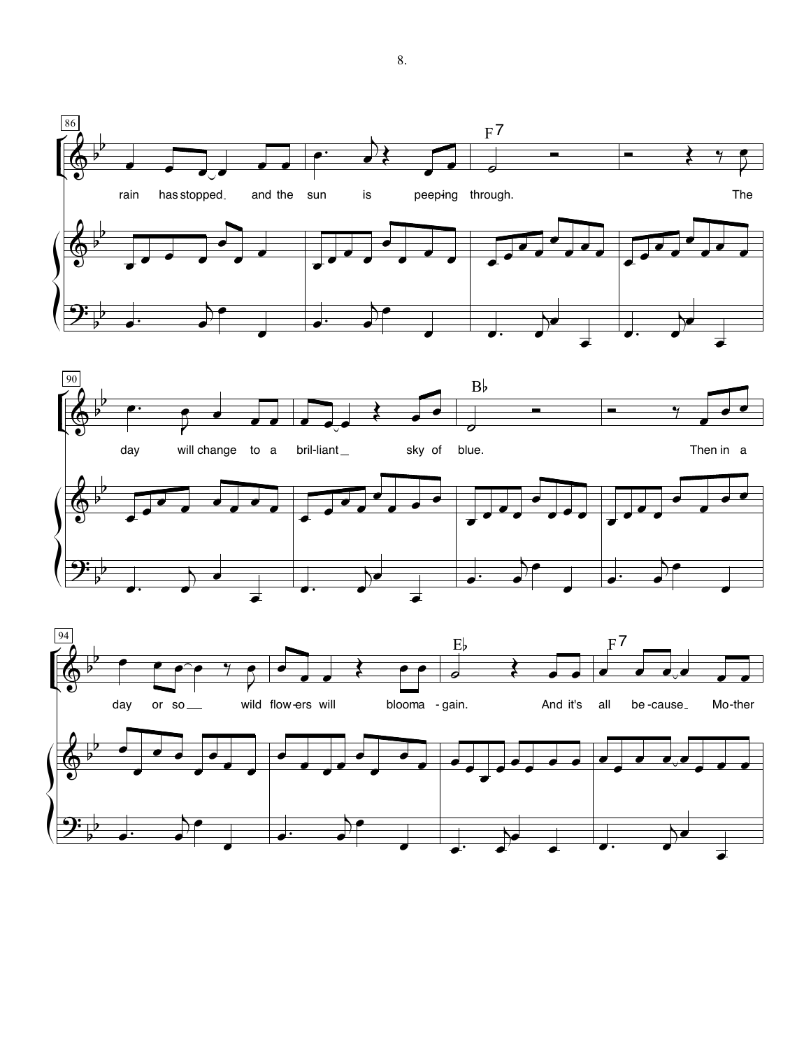rain has stopped and the sun is peep-ing through. The

day will change to a bril-liant sky of blue. Then in a

day or so wild flow-ers will bloom a - gain. And it's all be-cause Mo-ther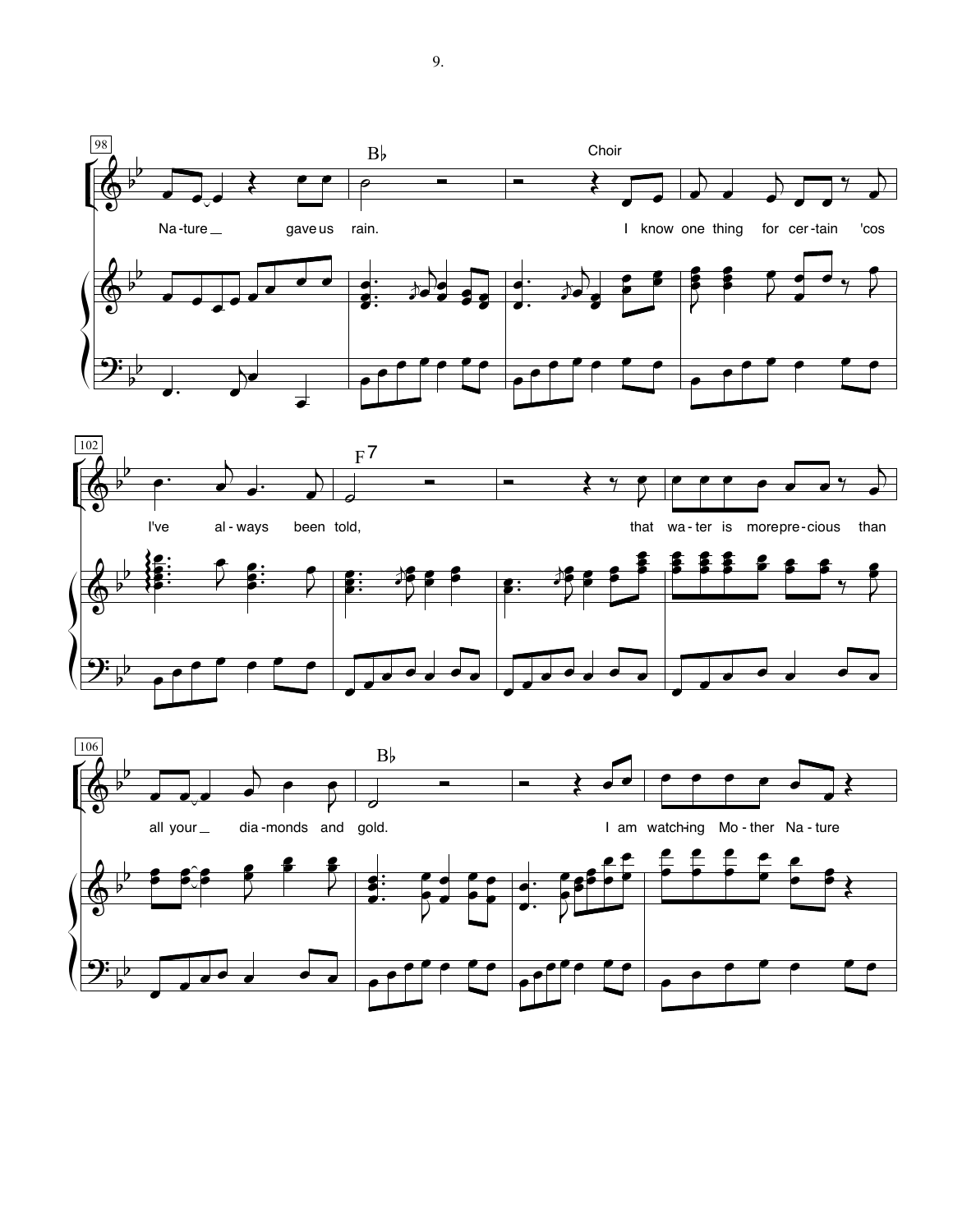98

B♭

Choir

Na - ture gave us rain. I know one thing for cer - tain 'cos

102

F7

I've al - ways been told, that wa - ter is more pre - cious than

106

B♭

all your dia - monds and gold. I am watch - ing Mo - ther Na - ture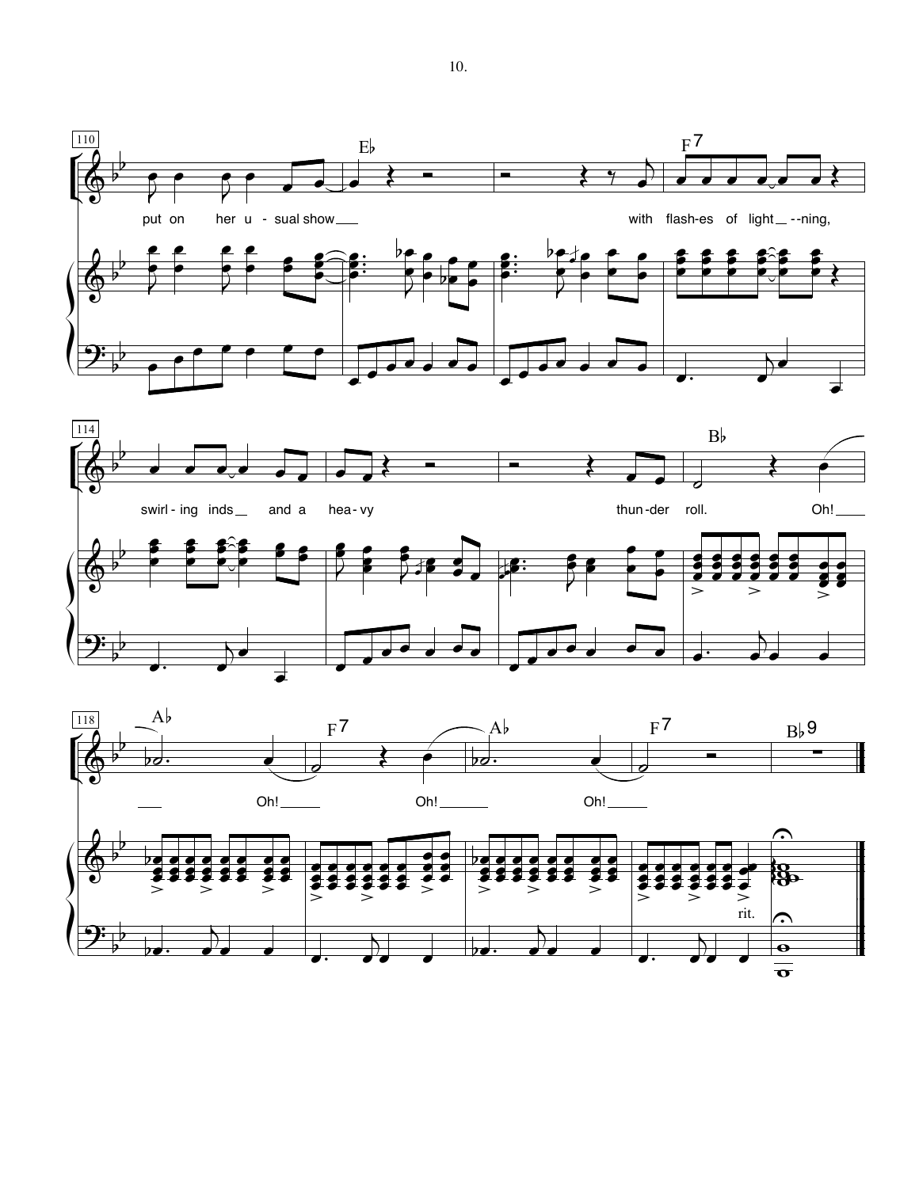110

E♭ F7

put on her u - sual show___ with flash-es of light__ --ning,

114

B♭

swirl - ing inds__ and a hea - vy thun - der roll. Oh!___

118

A♭ F7 A♭ F7 B♭9

___ Oh!_____ Oh!______ Oh!_____

rit.